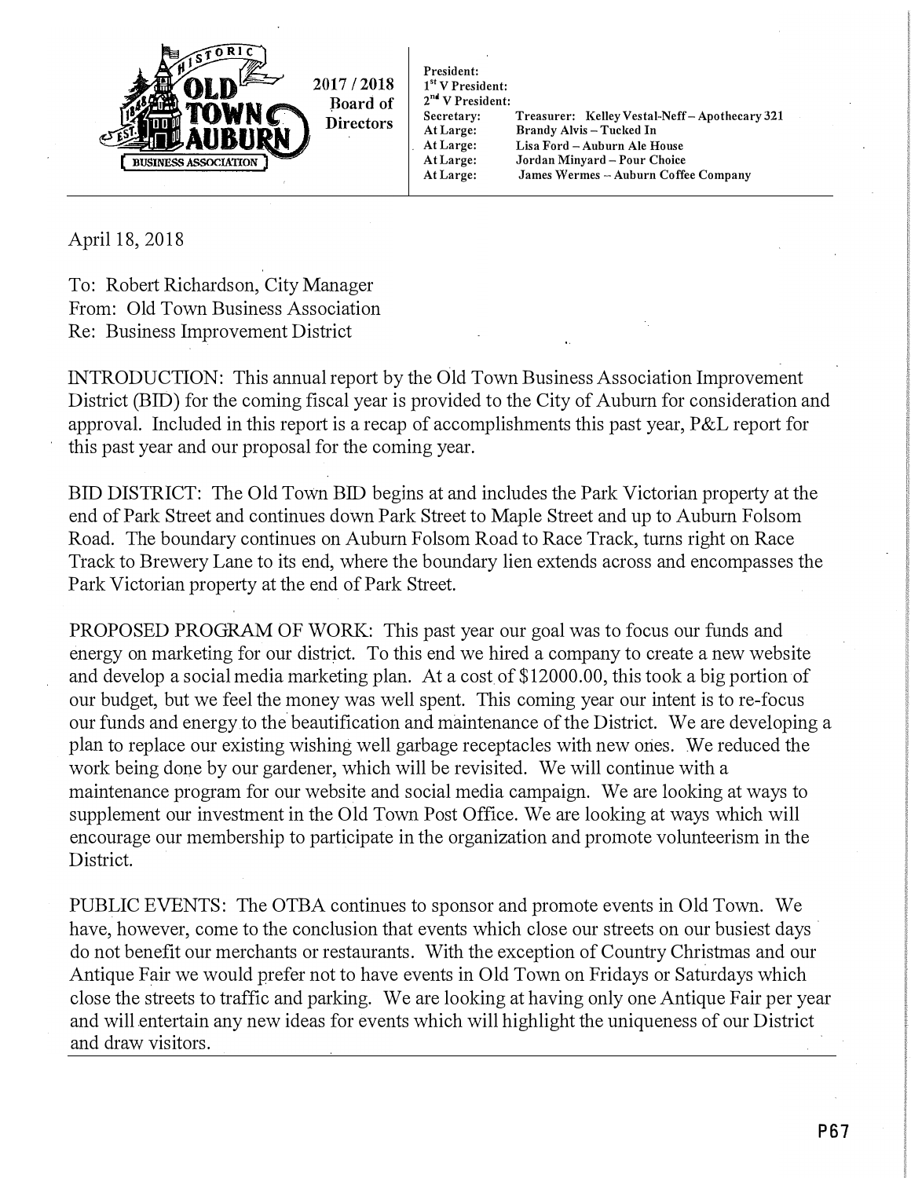2017 / 2018 Board of Directors

President:
1st V President:
2nd V President:
Secretary:
Treasurer: Kelley Vestal-Neff – Apothecary 321
At Large: Brandy Alvis – Tucked In
At Large: Lisa Ford – Auburn Ale House
At Large: Jordan Minyard – Pour Choice
At Large: James Wermes – Auburn Coffee Company

April 18, 2018

To: Robert Richardson, City Manager
From: Old Town Business Association
Re: Business Improvement District

INTRODUCTION: This annual report by the Old Town Business Association Improvement District (BID) for the coming fiscal year is provided to the City of Auburn for consideration and approval. Included in this report is a recap of accomplishments this past year, P&L report for this past year and our proposal for the coming year.

BID DISTRICT: The Old Town BID begins at and includes the Park Victorian property at the end of Park Street and continues down Park Street to Maple Street and up to Auburn Folsom Road. The boundary continues on Auburn Folsom Road to Race Track, turns right on Race Track to Brewery Lane to its end, where the boundary lien extends across and encompasses the Park Victorian property at the end of Park Street.

PROPOSED PROGRAM OF WORK: This past year our goal was to focus our funds and energy on marketing for our district. To this end we hired a company to create a new website and develop a social media marketing plan. At a cost of $12000.00, this took a big portion of our budget, but we feel the money was well spent. This coming year our intent is to re-focus our funds and energy to the beautification and maintenance of the District. We are developing a plan to replace our existing wishing well garbage receptacles with new ones. We reduced the work being done by our gardener, which will be revisited. We will continue with a maintenance program for our website and social media campaign. We are looking at ways to supplement our investment in the Old Town Post Office. We are looking at ways which will encourage our membership to participate in the organization and promote volunteerism in the District.

PUBLIC EVENTS: The OTBA continues to sponsor and promote events in Old Town. We have, however, come to the conclusion that events which close our streets on our busiest days do not benefit our merchants or restaurants. With the exception of Country Christmas and our Antique Fair we would prefer not to have events in Old Town on Fridays or Saturdays which close the streets to traffic and parking. We are looking at having only one Antique Fair per year and will entertain any new ideas for events which will highlight the uniqueness of our District and draw visitors.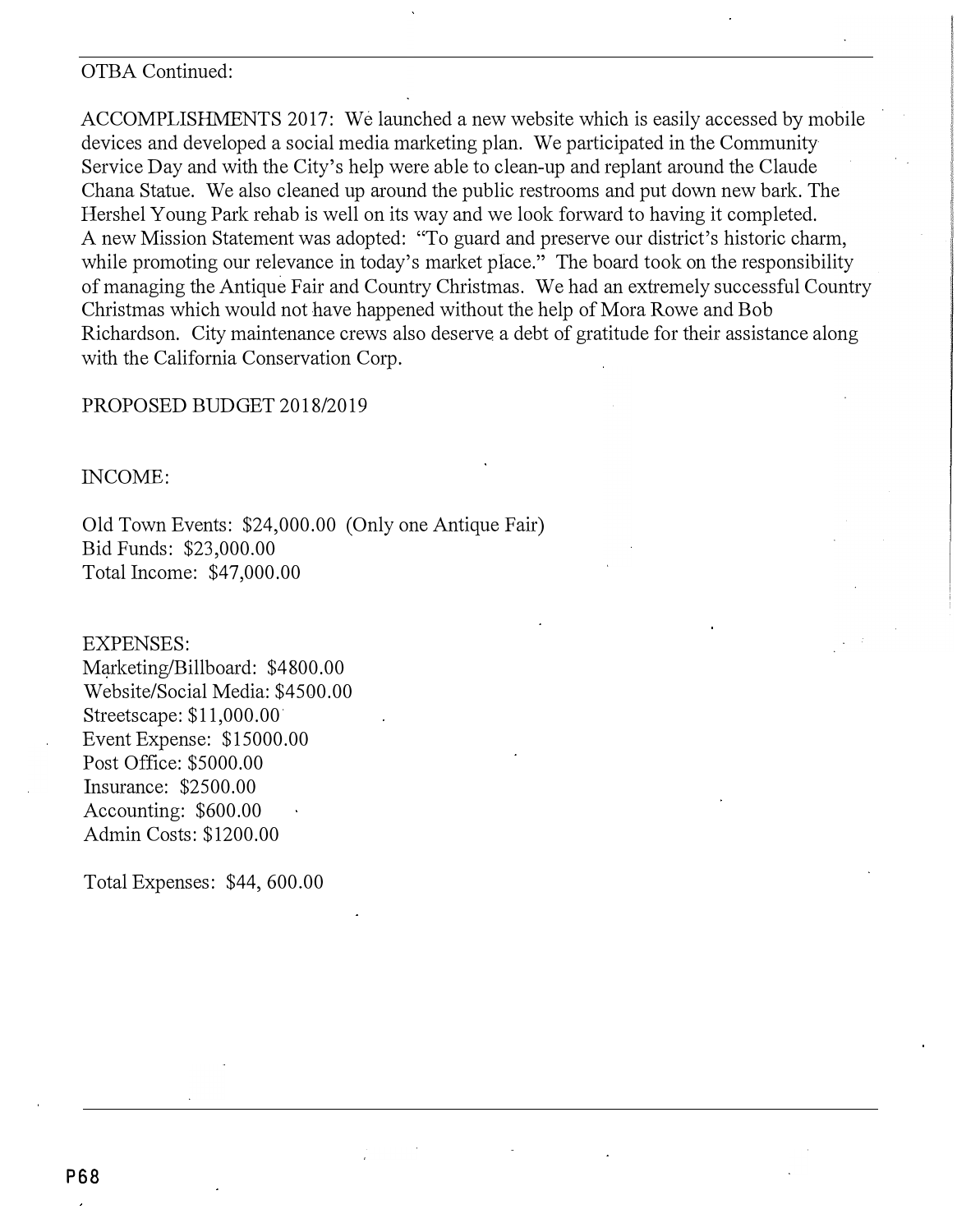OTBA Continued:

ACCOMPLISHMENTS 2017: We launched a new website which is easily accessed by mobile devices and developed a social media marketing plan. We participated in the Community Service Day and with the City's help were able to clean-up and replant around the Claude Chana Statue. We also cleaned up around the public restrooms and put down new bark. The Hershel Young Park rehab is well on its way and we look forward to having it completed. A new Mission Statement was adopted: "To guard and preserve our district's historic charm, while promoting our relevance in today's market place." The board took on the responsibility of managing the Antique Fair and Country Christmas. We had an extremely successful Country Christmas which would not have happened without the help of Mora Rowe and Bob Richardson. City maintenance crews also deserve a debt of gratitude for their assistance along with the California Conservation Corp.

PROPOSED BUDGET 2018/2019

INCOME:

Old Town Events: $24,000.00 (Only one Antique Fair)
Bid Funds: $23,000.00
Total Income: $47,000.00

EXPENSES:
Marketing/Billboard: $4800.00
Website/Social Media: $4500.00
Streetscape: $11,000.00
Event Expense: $15000.00
Post Office: $5000.00
Insurance: $2500.00
Accounting: $600.00
Admin Costs: $1200.00

Total Expenses: $44, 600.00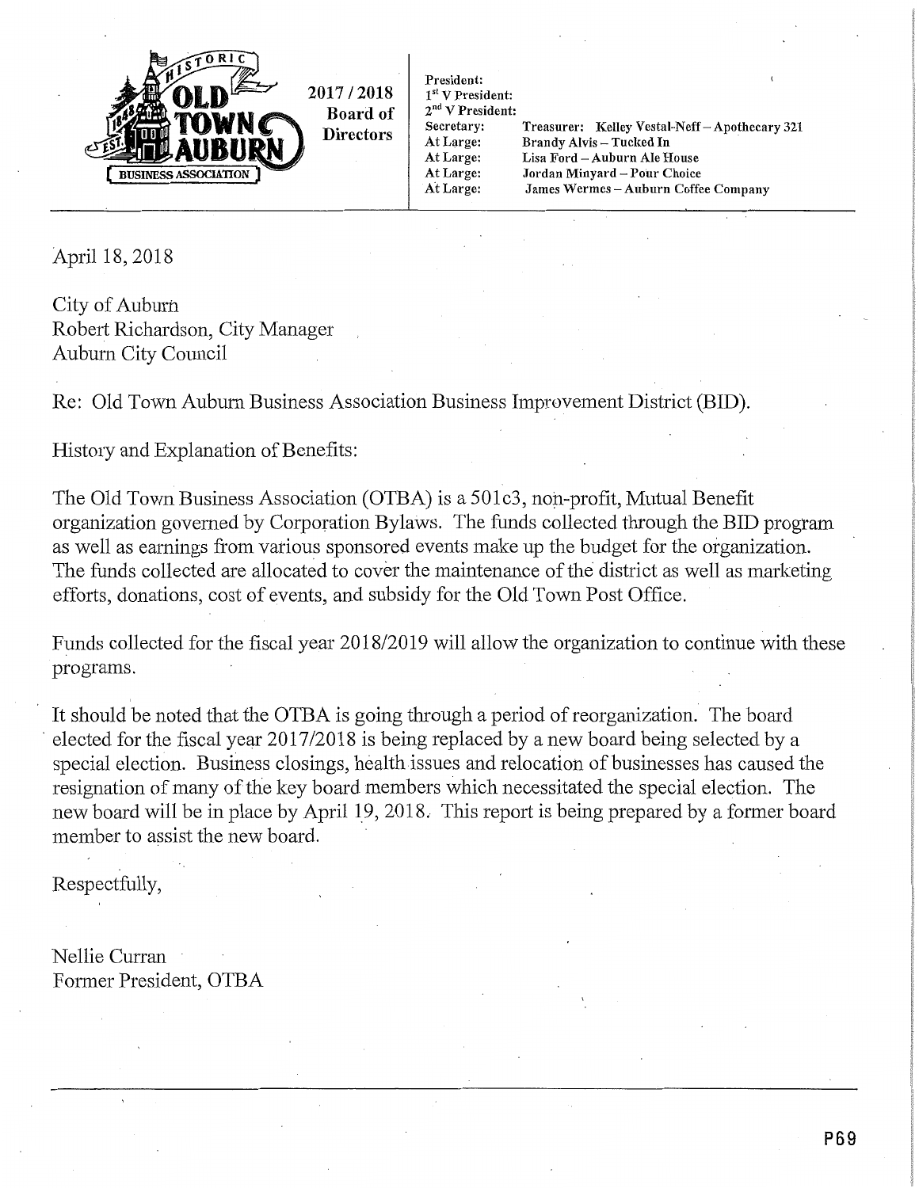**2017 / 2018 Board of Directors**

President:
1st V President:
2nd V President:
Secretary: Treasurer: Kelley Vestal-Neff – Apothecary 321
At Large: Brandy Alvis – Tucked In
At Large: Lisa Ford – Auburn Ale House
At Large: Jordan Minyard – Pour Choice
At Large: James Wermes – Auburn Coffee Company

---

April 18, 2018

City of Auburn
Robert Richardson, City Manager
Auburn City Council

Re: Old Town Auburn Business Association Business Improvement District (BID).

History and Explanation of Benefits:

The Old Town Business Association (OTBA) is a 501c3, non-profit, Mutual Benefit organization governed by Corporation Bylaws. The funds collected through the BID program as well as earnings from various sponsored events make up the budget for the organization. The funds collected are allocated to cover the maintenance of the district as well as marketing efforts, donations, cost of events, and subsidy for the Old Town Post Office.

Funds collected for the fiscal year 2018/2019 will allow the organization to continue with these programs.

It should be noted that the OTBA is going through a period of reorganization. The board elected for the fiscal year 2017/2018 is being replaced by a new board being selected by a special election. Business closings, health issues and relocation of businesses has caused the resignation of many of the key board members which necessitated the special election. The new board will be in place by April 19, 2018. This report is being prepared by a former board member to assist the new board.

Respectfully,

Nellie Curran
Former President, OTBA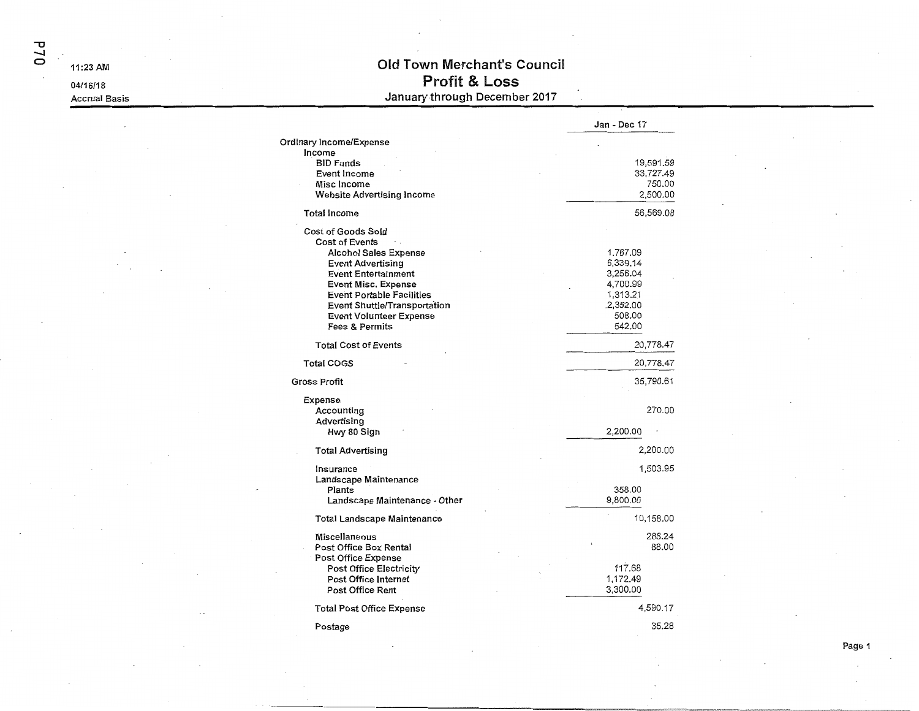11:23 AM

04/16/18

Accrual Basis

# Old Town Merchant's Council
## Profit & Loss
### January through December 2017

| | | Jan - Dec 17 |
|---|---|---|
| **Ordinary Income/Expense** | | |
| Income | | |
| BID Funds | | 19,591.59 |
| Event Income | | 33,727.49 |
| Misc Income | | 750.00 |
| Website Advertising Income | | 2,500.00 |
| **Total Income** | | 56,569.08 |
| Cost of Goods Sold | | |
| Cost of Events | | |
| Alcohol Sales Expense | 1,767.09 | |
| Event Advertising | 6,339.14 | |
| Event Entertainment | 3,256.04 | |
| Event Misc. Expense | 4,700.99 | |
| Event Portable Facilities | 1,313.21 | |
| Event Shuttle/Transportation | 2,352.00 | |
| Event Volunteer Expense | 508.00 | |
| Fees & Permits | 542.00 | |
| **Total Cost of Events** | | 20,778.47 |
| **Total COGS** | | 20,778.47 |
| **Gross Profit** | | 35,790.61 |
| Expense | | |
| Accounting | | 270.00 |
| Advertising | | |
| Hwy 80 Sign | 2,200.00 | |
| **Total Advertising** | | 2,200.00 |
| Insurance | | 1,503.95 |
| Landscape Maintenance | | |
| Plants | 358.00 | |
| Landscape Maintenance - Other | 9,800.00 | |
| **Total Landscape Maintenance** | | 10,158.00 |
| Miscellaneous | | 285.24 |
| Post Office Box Rental | | 88.00 |
| Post Office Expense | | |
| Post Office Electricity | 117.68 | |
| Post Office Internet | 1,172.49 | |
| Post Office Rent | 3,300.00 | |
| **Total Post Office Expense** | | 4,590.17 |
| Postage | | 35.28 |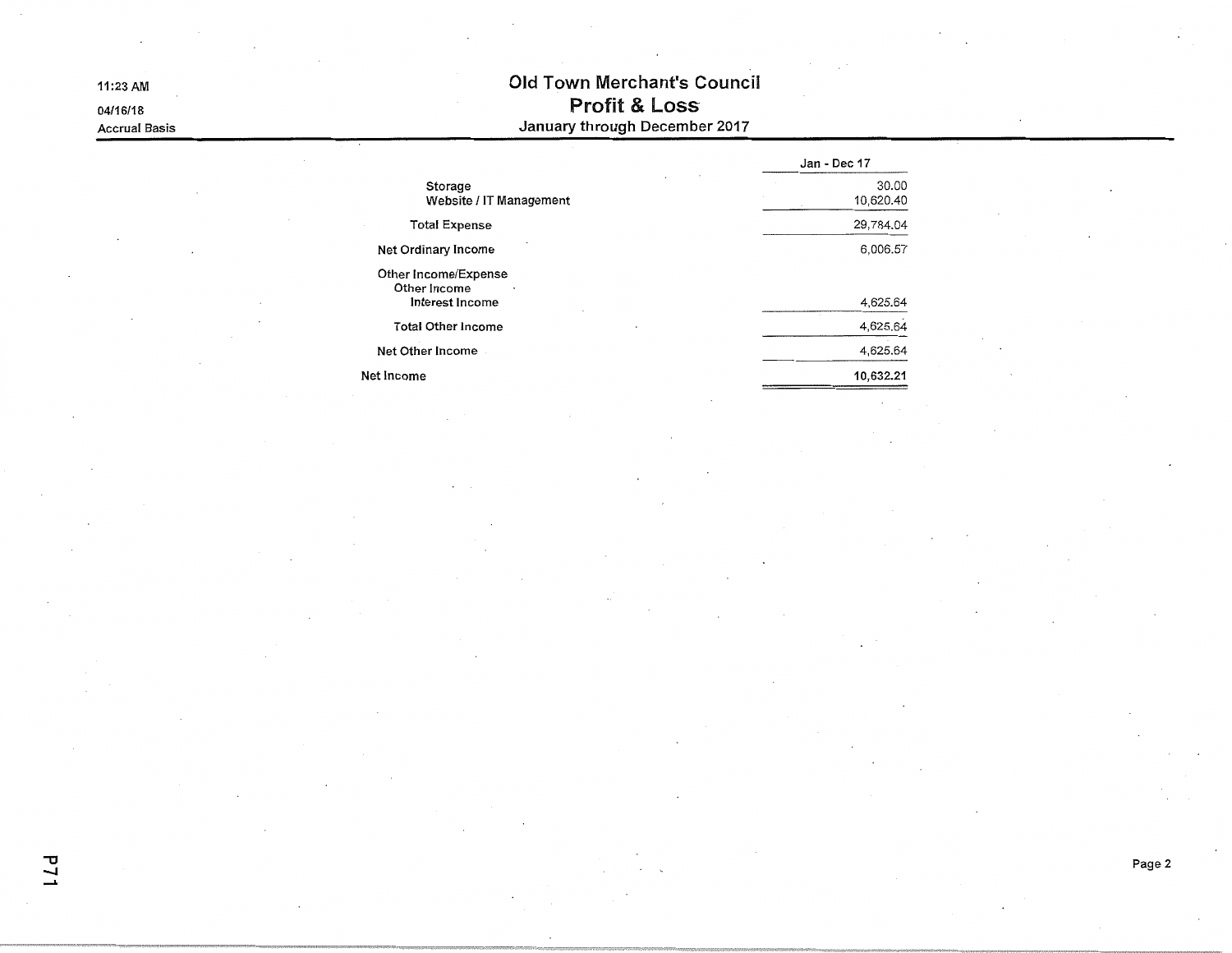# Old Town Merchant's Council

## Profit & Loss

### January through December 2017

11:23 AM
04/16/18
Accrual Basis

| | Jan - Dec 17 |
|---|---|
| Storage | 30.00 |
| Website / IT Management | 10,620.40 |
| Total Expense | 29,784.04 |
| Net Ordinary Income | 6,006.57 |
| Other Income/Expense | |
| Other Income | |
| Interest Income | 4,625.64 |
| Total Other Income | 4,625.64 |
| Net Other Income | 4,625.64 |
| **Net Income** | **10,632.21** |

P71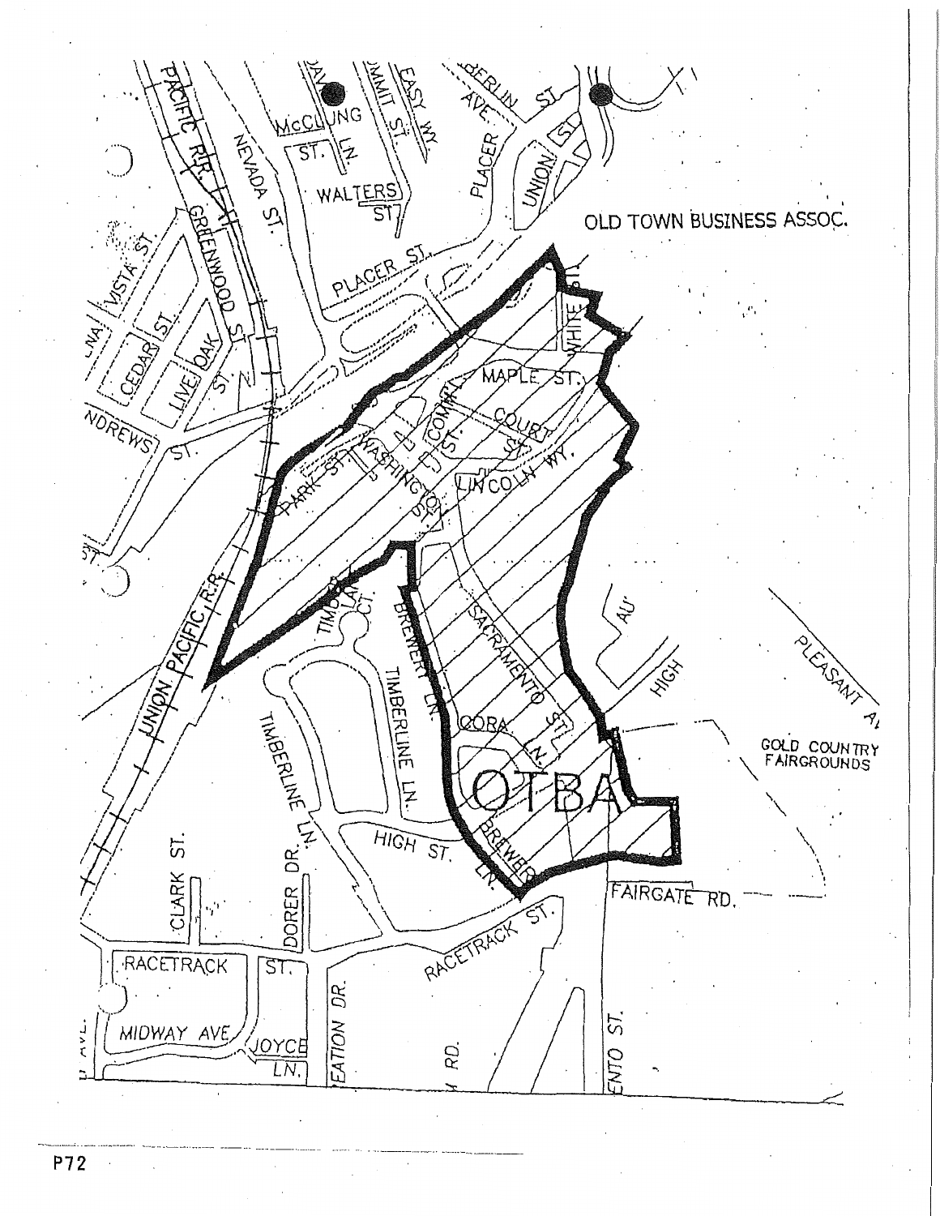OLD TOWN BUSINESS ASSOC.

PACIFIC RR.
NEVADA ST.
McCLUNG ST.
LN.
WALTERS ST
EASY WY.
AVE.
PLACER
UNION ST
PLACER ST.
VISTA ST.
CEDAR ST.
LIVE OAK
GREENWOOD ST.
ST.
NDREWS ST.
WHITE ST.
MAPLE ST.
COMM'L ST.
COURT ST.
PARK ST.
WASHINGTON
LINCOLN WY.
TIMBER LN. CT.
BREWERY LN.
SACRAMENTO ST.
AU
HIGH
PLEASANT AV
UNION PACIFIC R.R.
TIMBERLINE LN.
TIMBERLINE LN.
CORA LN.
OTBA
GOLD COUNTRY FAIRGROUNDS
HIGH ST.
BREWERY LN.
FAIRGATE RD.
CLARK ST.
DORER DR.
RACETRACK ST.
RACETRACK ST.
MIDWAY AVE
JOYCE LN.
EATION DR.
RD.
ENTO ST.

P72